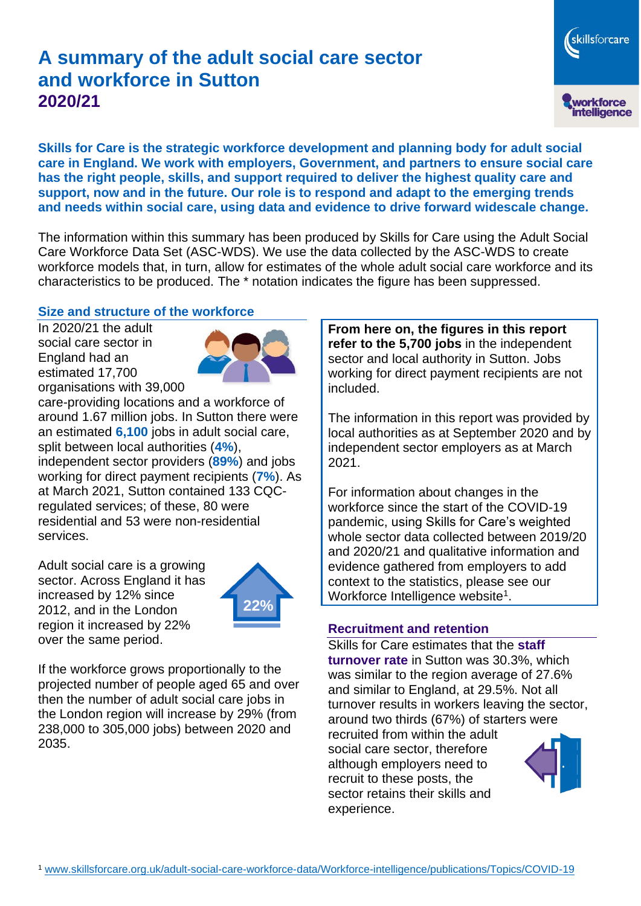# A summary of the adult social care sector and workforce in Sutton

## 2020/21

**Skills for Care is the strategic workforce development and planning body for adult social care in England. We work with employers, Government, and partners to ensure social care has the right people, skills, and support required to deliver the highest quality care and support, now and in the future. Our role is to respond and adapt to the emerging trends and needs within social care, using data and evidence to drive forward widescale change.**

The information within this summary has been produced by Skills for Care using the Adult Social Care Workforce Data Set (ASC-WDS). We use the data collected by the ASC-WDS to create workforce models that, in turn, allow for estimates of the whole adult social care workforce and its characteristics to be produced. The * notation indicates the figure has been suppressed.

### Size and structure of the workforce

In 2020/21 the adult social care sector in England had an estimated 17,700 organisations with 39,000 care-providing locations and a workforce of around 1.67 million jobs. In Sutton there were an estimated **6,100** jobs in adult social care, split between local authorities (**4%**), independent sector providers (**89%**) and jobs working for direct payment recipients (**7%**). As at March 2021, Sutton contained 133 CQC-regulated services; of these, 80 were residential and 53 were non-residential services.

Adult social care is a growing sector. Across England it has increased by 12% since 2012, and in the London region it increased by 22% over the same period.

22%

If the workforce grows proportionally to the projected number of people aged 65 and over then the number of adult social care jobs in the London region will increase by 29% (from 238,000 to 305,000 jobs) between 2020 and 2035.

**From here on, the figures in this report refer to the 5,700 jobs** in the independent sector and local authority in Sutton. Jobs working for direct payment recipients are not included.

The information in this report was provided by local authorities as at September 2020 and by independent sector employers as at March 2021.

For information about changes in the workforce since the start of the COVID-19 pandemic, using Skills for Care's weighted whole sector data collected between 2019/20 and 2020/21 and qualitative information and evidence gathered from employers to add context to the statistics, please see our Workforce Intelligence website[1].

### Recruitment and retention

Skills for Care estimates that the **staff turnover rate** in Sutton was 30.3%, which was similar to the region average of 27.6% and similar to England, at 29.5%. Not all turnover results in workers leaving the sector, around two thirds (67%) of starters were recruited from within the adult social care sector, therefore although employers need to recruit to these posts, the sector retains their skills and experience.

[1] www.skillsforcare.org.uk/adult-social-care-workforce-data/Workforce-intelligence/publications/Topics/COVID-19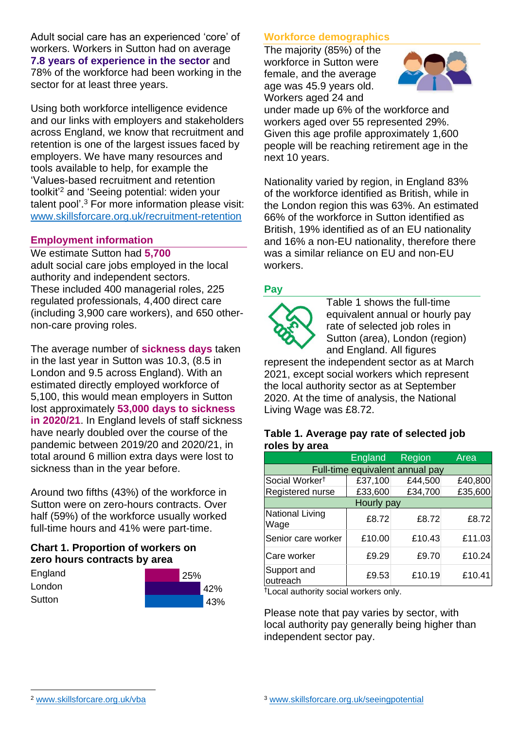Adult social care has an experienced 'core' of workers. Workers in Sutton had on average **7.8 years of experience in the sector** and 78% of the workforce had been working in the sector for at least three years.

Using both workforce intelligence evidence and our links with employers and stakeholders across England, we know that recruitment and retention is one of the largest issues faced by employers. We have many resources and tools available to help, for example the 'Values-based recruitment and retention toolkit'[2] and 'Seeing potential: widen your talent pool'.[3] For more information please visit: www.skillsforcare.org.uk/recruitment-retention

## Employment information

We estimate Sutton had **5,700** adult social care jobs employed in the local authority and independent sectors. These included 400 managerial roles, 225 regulated professionals, 4,400 direct care (including 3,900 care workers), and 650 other-non-care proving roles.

The average number of **sickness days** taken in the last year in Sutton was 10.3, (8.5 in London and 9.5 across England). With an estimated directly employed workforce of 5,100, this would mean employers in Sutton lost approximately **53,000 days to sickness in 2020/21**. In England levels of staff sickness have nearly doubled over the course of the pandemic between 2019/20 and 2020/21, in total around 6 million extra days were lost to sickness than in the year before.

Around two fifths (43%) of the workforce in Sutton were on zero-hours contracts. Over half (59%) of the workforce usually worked full-time hours and 41% were part-time.

### Chart 1. Proportion of workers on zero hours contracts by area

| Area | Proportion |
|---|---|
| England | 25% |
| London | 42% |
| Sutton | 43% |

## Workforce demographics

The majority (85%) of the workforce in Sutton were female, and the average age was 45.9 years old. Workers aged 24 and under made up 6% of the workforce and workers aged over 55 represented 29%. Given this age profile approximately 1,600 people will be reaching retirement age in the next 10 years.

Nationality varied by region, in England 83% of the workforce identified as British, while in the London region this was 63%. An estimated 66% of the workforce in Sutton identified as British, 19% identified as of an EU nationality and 16% a non-EU nationality, therefore there was a similar reliance on EU and non-EU workers.

## Pay

Table 1 shows the full-time equivalent annual or hourly pay rate of selected job roles in Sutton (area), London (region) and England. All figures represent the independent sector as at March 2021, except social workers which represent the local authority sector as at September 2020. At the time of analysis, the National Living Wage was £8.72.

### Table 1. Average pay rate of selected job roles by area

| | England | Region | Area |
|---|---|---|---|
| **Full-time equivalent annual pay** | | | |
| Social Worker† | £37,100 | £44,500 | £40,800 |
| Registered nurse | £33,600 | £34,700 | £35,600 |
| **Hourly pay** | | | |
| National Living Wage | £8.72 | £8.72 | £8.72 |
| Senior care worker | £10.00 | £10.43 | £11.03 |
| Care worker | £9.29 | £9.70 | £10.24 |
| Support and outreach | £9.53 | £10.19 | £10.41 |

†Local authority social workers only.

Please note that pay varies by sector, with local authority pay generally being higher than independent sector pay.

[2] www.skillsforcare.org.uk/vba

[3] www.skillsforcare.org.uk/seeingpotential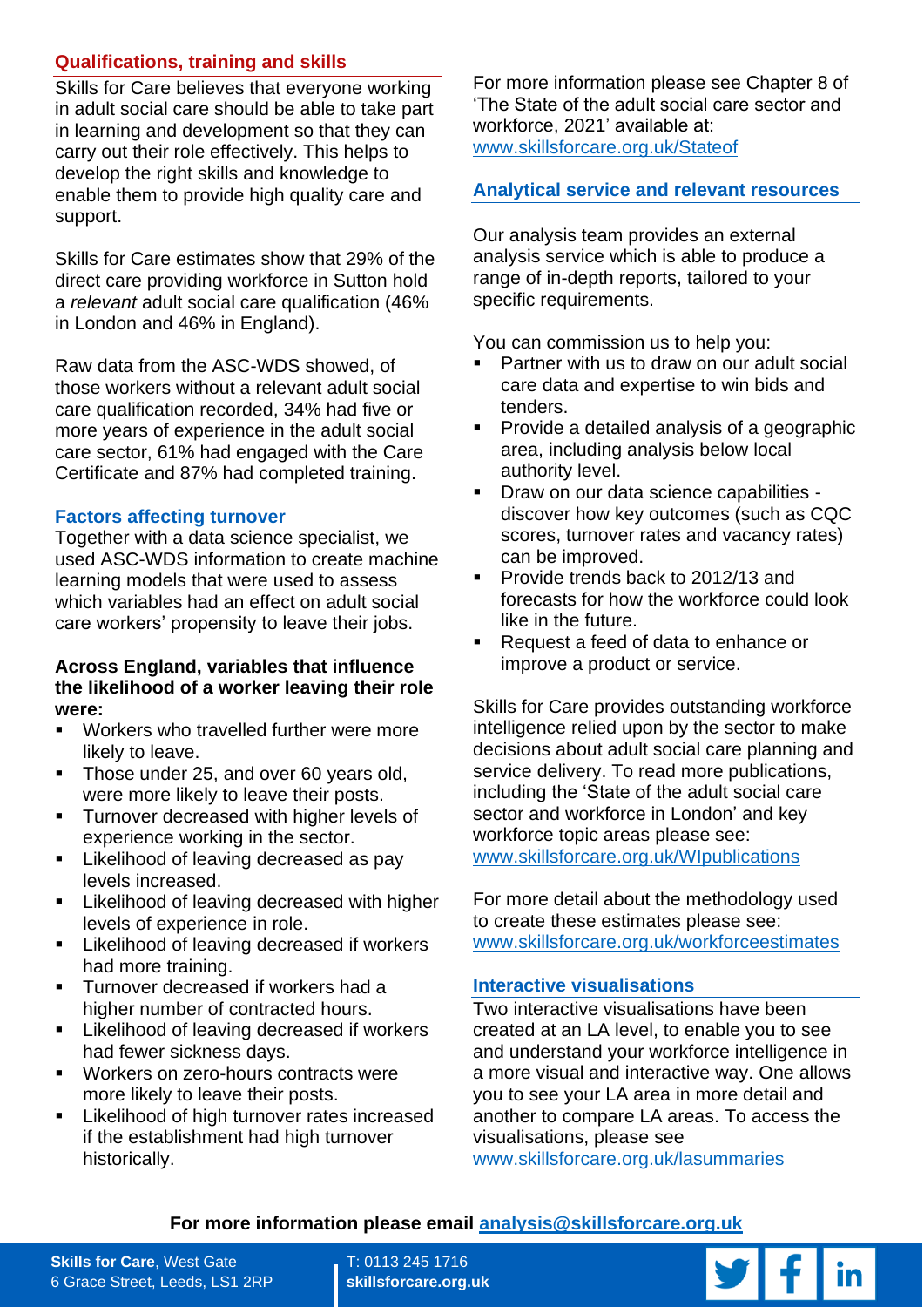## Qualifications, training and skills

Skills for Care believes that everyone working in adult social care should be able to take part in learning and development so that they can carry out their role effectively. This helps to develop the right skills and knowledge to enable them to provide high quality care and support.

Skills for Care estimates show that 29% of the direct care providing workforce in Sutton hold a *relevant* adult social care qualification (46% in London and 46% in England).

Raw data from the ASC-WDS showed, of those workers without a relevant adult social care qualification recorded, 34% had five or more years of experience in the adult social care sector, 61% had engaged with the Care Certificate and 87% had completed training.

## Factors affecting turnover

Together with a data science specialist, we used ASC-WDS information to create machine learning models that were used to assess which variables had an effect on adult social care workers' propensity to leave their jobs.

**Across England, variables that influence the likelihood of a worker leaving their role were:**

- Workers who travelled further were more likely to leave.
- Those under 25, and over 60 years old, were more likely to leave their posts.
- Turnover decreased with higher levels of experience working in the sector.
- Likelihood of leaving decreased as pay levels increased.
- Likelihood of leaving decreased with higher levels of experience in role.
- Likelihood of leaving decreased if workers had more training.
- Turnover decreased if workers had a higher number of contracted hours.
- Likelihood of leaving decreased if workers had fewer sickness days.
- Workers on zero-hours contracts were more likely to leave their posts.
- Likelihood of high turnover rates increased if the establishment had high turnover historically.

For more information please see Chapter 8 of 'The State of the adult social care sector and workforce, 2021' available at: www.skillsforcare.org.uk/Stateof

## Analytical service and relevant resources

Our analysis team provides an external analysis service which is able to produce a range of in-depth reports, tailored to your specific requirements.

You can commission us to help you:

- Partner with us to draw on our adult social care data and expertise to win bids and tenders.
- Provide a detailed analysis of a geographic area, including analysis below local authority level.
- Draw on our data science capabilities - discover how key outcomes (such as CQC scores, turnover rates and vacancy rates) can be improved.
- Provide trends back to 2012/13 and forecasts for how the workforce could look like in the future.
- Request a feed of data to enhance or improve a product or service.

Skills for Care provides outstanding workforce intelligence relied upon by the sector to make decisions about adult social care planning and service delivery. To read more publications, including the 'State of the adult social care sector and workforce in London' and key workforce topic areas please see: www.skillsforcare.org.uk/WIpublications

For more detail about the methodology used to create these estimates please see: www.skillsforcare.org.uk/workforceestimates

## Interactive visualisations

Two interactive visualisations have been created at an LA level, to enable you to see and understand your workforce intelligence in a more visual and interactive way. One allows you to see your LA area in more detail and another to compare LA areas. To access the visualisations, please see www.skillsforcare.org.uk/lasummaries

**For more information please email analysis@skillsforcare.org.uk**

**Skills for Care**, West Gate
6 Grace Street, Leeds, LS1 2RP

T: 0113 245 1716
**skillsforcare.org.uk**